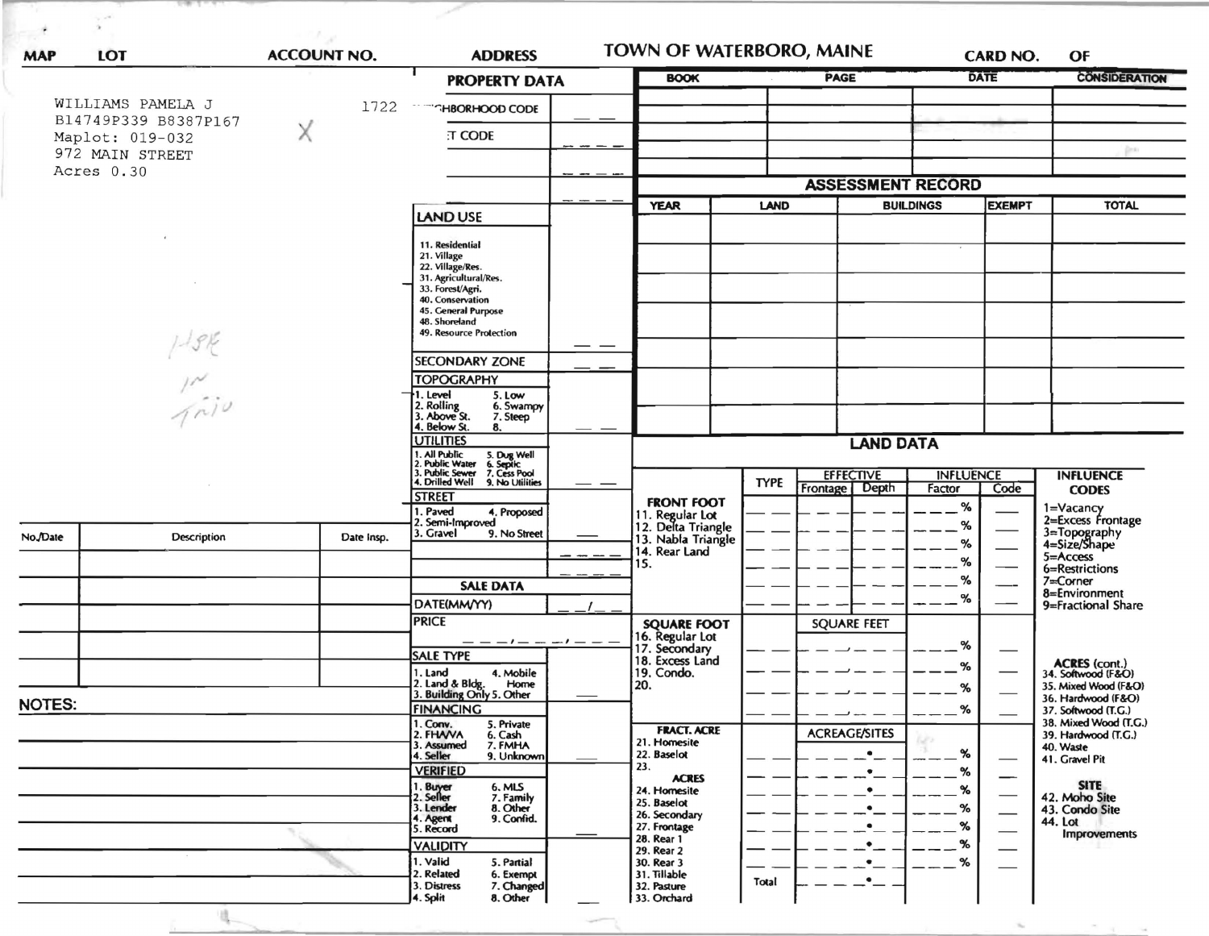| MAP | LOT | ACCOUNT NO. | ADDRESS | TOWN OF WATERBORO, MAINE | CARD NO. | OF |
|---|---|---|---|---|---|---|

WILLIAMS PAMELA J
B14749P339 B8387P167
Maplot: 019-032
972 MAIN STREET
Acres 0.30

1722

X

HSE IN TRIO

## PROPERTY DATA

NEIGHBORHOOD CODE

STREET CODE

### LAND USE

11. Residential
21. Village
22. Village/Res.
31. Agricultural/Res.
33. Forest/Agri.
40. Conservation
45. General Purpose
48. Shoreland
49. Resource Protection

### SECONDARY ZONE

### TOPOGRAPHY

1. Level
2. Rolling
3. Above St.
4. Below St.
5. Low
6. Swampy
7. Steep
8.

### UTILITIES

1. All Public
2. Public Water
3. Public Sewer
4. Drilled Well
5. Dug Well
6. Septic
7. Cess Pool
9. No Utilities

### STREET

1. Paved
2. Semi-Improved
3. Gravel
4. Proposed
9. No Street

### SALE DATA

DATE(MM/YY) __/__

PRICE

### SALE TYPE

1. Land
2. Land & Bldg.
3. Building Only
4. Mobile Home
5. Other

### FINANCING

1. Conv.
2. FHA/VA
3. Assumed
4. Seller
5. Private
6. Cash
7. FMHA
9. Unknown

### VERIFIED

1. Buyer
2. Seller
3. Lender
4. Agent
5. Record
6. MLS
7. Family
8. Other
9. Confid.

### VALIDITY

1. Valid
2. Related
3. Distress
4. Split
5. Partial
6. Exempt
7. Changed
8. Other

| BOOK | PAGE | DATE | CONSIDERATION |
|---|---|---|---|
| | | | |
| | | | |
| | | | |
| | | | |
| | | | |

## ASSESSMENT RECORD

| YEAR | LAND | BUILDINGS | EXEMPT | TOTAL |
|---|---|---|---|---|
| | | | | |
| | | | | |
| | | | | |
| | | | | |
| | | | | |
| | | | | |

## LAND DATA

| | TYPE | EFFECTIVE Frontage | EFFECTIVE Depth | INFLUENCE Factor | INFLUENCE Code | INFLUENCE CODES |
|---|---|---|---|---|---|---|
| **FRONT FOOT** | | | | % | | 1=Vacancy |
| 11. Regular Lot | | | | % | | 2=Excess Frontage |
| 12. Delta Triangle | | | | % | | 3=Topography |
| 13. Nabla Triangle | | | | % | | 4=Size/Shape |
| 14. Rear Land | | | | % | | 5=Access |
| 15. | | | | % | | 6=Restrictions |
| | | | | | | 7=Corner |
| | | | | | | 8=Environment |
| | | | | | | 9=Fractional Share |
| **SQUARE FOOT** | | SQUARE FEET | | | | |
| 16. Regular Lot | | | | % | | |
| 17. Secondary | | | | % | | ACRES (cont.) |
| 18. Excess Land | | | | % | | 34. Softwood (F&O) |
| 19. Condo. | | | | % | | 35. Mixed Wood (F&O) |
| 20. | | | | | | 36. Hardwood (F&O) |
| | | | | | | 37. Softwood (T.G.) |
| **FRACT. ACRE** | | ACREAGE/SITES | | | | 38. Mixed Wood (T.G.) |
| 21. Homesite | | | | % | | 39. Hardwood (T.G.) |
| 22. Baselot | | | | % | | 40. Waste |
| 23. | | | | % | | 41. Gravel Pit |
| **ACRES** | | | | % | | **SITE** |
| 24. Homesite | | | | % | | 42. Moho Site |
| 25. Baselot | | | | % | | 43. Condo Site |
| 26. Secondary | | | | % | | 44. Lot Improvements |
| 27. Frontage | | | | | | |
| 28. Rear 1 | | | | | | |
| 29. Rear 2 | | | | | | |
| 30. Rear 3 | | | | | | |
| 31. Tillable | Total | | | | | |
| 32. Pasture | | | | | | |
| 33. Orchard | | | | | | |

| No./Date | Description | Date Insp. |
|---|---|---|
| | | |
| | | |
| | | |
| | | |
| | | |
| | | |

NOTES: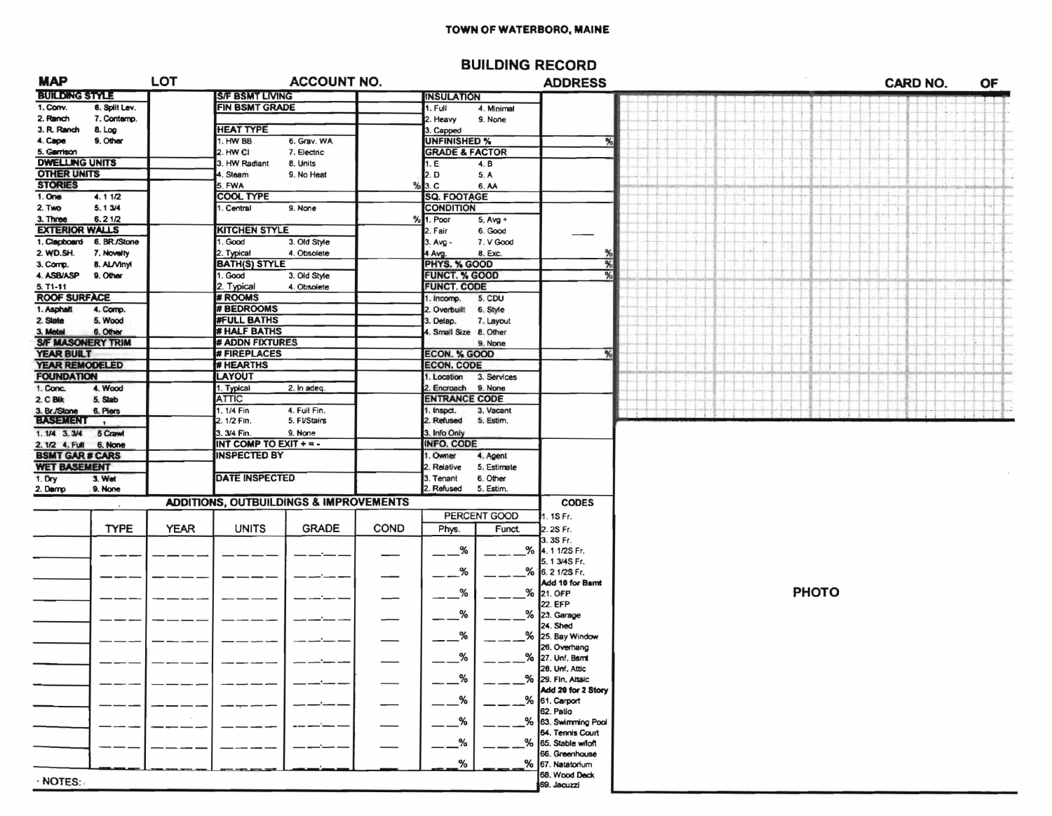**TOWN OF WATERBORO, MAINE**

## BUILDING RECORD

| MAP | LOT | ACCOUNT NO. | ADDRESS | CARD NO. | OF |
|---|---|---|---|---|---|
| | | | | | |

| | | | | | |
|---|---|---|---|---|---|
| **BUILDING STYLE**<br>1. Conv. 6. Split Lev.<br>2. Ranch 7. Contemp.<br>3. R. Ranch 8. Log<br>4. Cape 9. Other<br>5. Garrison | | **S/F BSMT LIVING** | | **INSULATION**<br>1. Full 4. Minimal<br>2. Heavy 9. None<br>3. Capped | |
| **DWELLING UNITS** | | **FIN BSMT GRADE** | | **UNFINISHED %** | % |
| **OTHER UNITS** | | **HEAT TYPE**<br>1. HW BB 6. Grav. WA<br>2. HW CI 7. Electric<br>3. HW Radiant 8. Units<br>4. Steam 9. No Heat<br>5. FWA | % | **GRADE & FACTOR**<br>1. E 4. B<br>2. D 5. A<br>3. C 6. AA | |
| **STORIES**<br>1. One 4. 1 1/2<br>2. Two 5. 1 3/4<br>3. Three 6. 2 1/2 | | **COOL TYPE**<br>1. Central 9. None | % | **SQ. FOOTAGE** | |
| **EXTERIOR WALLS**<br>1. Clapboard 6. BR./Stone<br>2. WD.SH. 7. Novelty<br>3. Comp. 8. AL/Vinyl<br>4. ASB/ASP 9. Other<br>5. T1-11 | | **KITCHEN STYLE**<br>1. Good 3. Old Style<br>2. Typical 4. Obsolete | | **CONDITION**<br>1. Poor 5. Avg +<br>2. Fair 6. Good<br>3. Avg - 7. V Good<br>4 Avg. 8. Exc. | % |
| | | **BATH(S) STYLE**<br>1. Good 3. Old Style<br>2. Typical 4. Obsolete | | **PHYS. % GOOD** | % |
| | | | | **FUNCT. % GOOD** | % |
| **ROOF SURFACE**<br>1. Asphalt 4. Comp.<br>2. Slate 5. Wood<br>3. Metal 6. Other | | **# ROOMS** | | **FUNCT. CODE**<br>1. Incomp. 5. CDU<br>2. Overbuilt 6. Style<br>3. Delap. 7. Layout<br>4. Small Size 8. Other<br>9. None | |
| | | **# BEDROOMS** | | | |
| | | **#FULL BATHS** | | | |
| | | **# HALF BATHS** | | | |
| **S/F MASONERY TRIM** | | **# ADDN FIXTURES** | | | |
| **YEAR BUILT** | | **# FIREPLACES** | | **ECON. % GOOD** | % |
| **YEAR REMODELED** | | **# HEARTHS** | | **ECON. CODE**<br>1. Location 3. Services<br>2. Encroach 9. None | |
| **FOUNDATION**<br>1. Conc. 4. Wood<br>2. C Blk 5. Slab<br>3. Br./Stone 6. Piers | | **LAYOUT**<br>1. Typical 2. In adeq. | | | |
| **BASEMENT**<br>1. 1/4 3. 3/4 5 Crawl<br>2. 1/2 4. Full 6. None | | **ATTIC**<br>1. 1/4 Fin 4. Full Fin.<br>2. 1/2 Fin. 5. Fl/Stairs<br>3. 3/4 Fin. 9. None | | **ENTRANCE CODE**<br>1. Inspct. 3. Vacant<br>2. Refused 5. Estim.<br>3. Info Only | |
| **BSMT GAR # CARS** | | **INT COMP TO EXIT + = -** | | **INFO. CODE**<br>1. Owner 4. Agent<br>2. Relative 5. Estimate<br>3. Tenant 6. Other<br>2. Refused 5. Estim. | |
| **WET BASEMENT**<br>1. Dry 3. Wet<br>2. Damp 9. None | | **INSPECTED BY** | | | |
| | | **DATE INSPECTED** | | | |

### ADDITIONS, OUTBUILDINGS & IMPROVEMENTS

| | TYPE | YEAR | UNITS | GRADE | COND | PERCENT GOOD Phys. | PERCENT GOOD Funct. |
|---|---|---|---|---|---|---|---|
| | | | | | | % | % |
| | | | | | | % | % |
| | | | | | | % | % |
| | | | | | | % | % |
| | | | | | | % | % |
| | | | | | | % | % |
| | | | | | | % | % |
| | | | | | | % | % |
| | | | | | | % | % |
| | | | | | | % | % |
| | | | | | | % | % |

**CODES**
1. 1S Fr.
2. 2S Fr.
3. 3S Fr.
4. 1 1/2S Fr.
5. 1 3/4S Fr.
6. 2 1/2S Fr.

**Add 10 for Bsmt**

21. OFP
22. EFP
23. Garage
24. Shed
25. Bay Window
26. Overhang
27. Unf. Bsmt
28. Unf. Attic
29. Fin. Attaic

**Add 20 for 2 Story**

61. Carport
62. Patio
63. Swimming Pool
64. Tennis Court
65. Stable w/loft
66. Greenhouse
67. Natatorium
68. Wood Deck
69. Jacuzzi

PHOTO

NOTES: